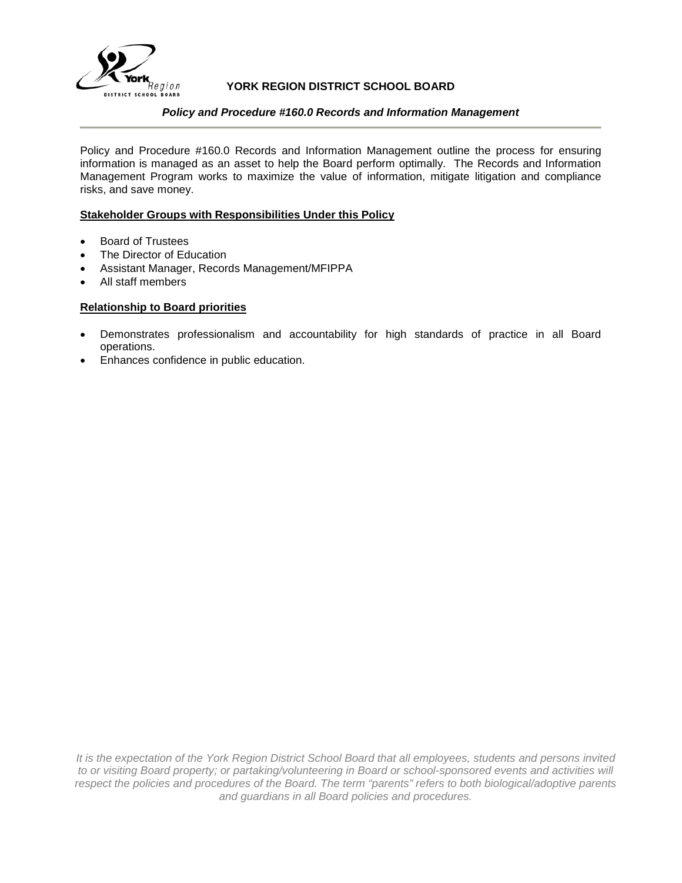**YORK REGION DISTRICT SCHOOL BOARD**

***Policy and Procedure #160.0 Records and Information Management***

Policy and Procedure #160.0 Records and Information Management outline the process for ensuring information is managed as an asset to help the Board perform optimally. The Records and Information Management Program works to maximize the value of information, mitigate litigation and compliance risks, and save money.

**Stakeholder Groups with Responsibilities Under this Policy**

- Board of Trustees
- The Director of Education
- Assistant Manager, Records Management/MFIPPA
- All staff members

**Relationship to Board priorities**

- Demonstrates professionalism and accountability for high standards of practice in all Board operations.
- Enhances confidence in public education.

*It is the expectation of the York Region District School Board that all employees, students and persons invited to or visiting Board property; or partaking/volunteering in Board or school-sponsored events and activities will respect the policies and procedures of the Board. The term "parents" refers to both biological/adoptive parents and guardians in all Board policies and procedures.*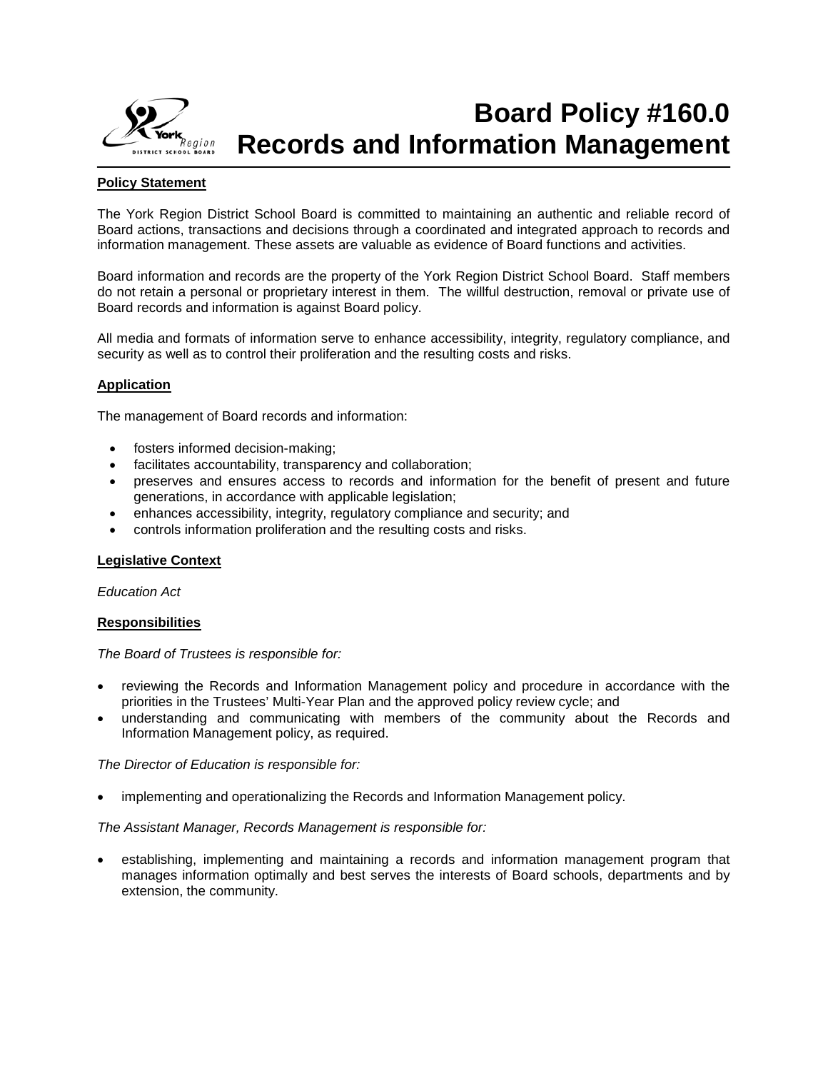# Board Policy #160.0 Records and Information Management

**Policy Statement**

The York Region District School Board is committed to maintaining an authentic and reliable record of Board actions, transactions and decisions through a coordinated and integrated approach to records and information management. These assets are valuable as evidence of Board functions and activities.

Board information and records are the property of the York Region District School Board. Staff members do not retain a personal or proprietary interest in them. The willful destruction, removal or private use of Board records and information is against Board policy.

All media and formats of information serve to enhance accessibility, integrity, regulatory compliance, and security as well as to control their proliferation and the resulting costs and risks.

**Application**

The management of Board records and information:

- fosters informed decision-making;
- facilitates accountability, transparency and collaboration;
- preserves and ensures access to records and information for the benefit of present and future generations, in accordance with applicable legislation;
- enhances accessibility, integrity, regulatory compliance and security; and
- controls information proliferation and the resulting costs and risks.

**Legislative Context**

*Education Act*

**Responsibilities**

*The Board of Trustees is responsible for:*

- reviewing the Records and Information Management policy and procedure in accordance with the priorities in the Trustees' Multi-Year Plan and the approved policy review cycle; and
- understanding and communicating with members of the community about the Records and Information Management policy, as required.

*The Director of Education is responsible for:*

- implementing and operationalizing the Records and Information Management policy.

*The Assistant Manager, Records Management is responsible for:*

- establishing, implementing and maintaining a records and information management program that manages information optimally and best serves the interests of Board schools, departments and by extension, the community.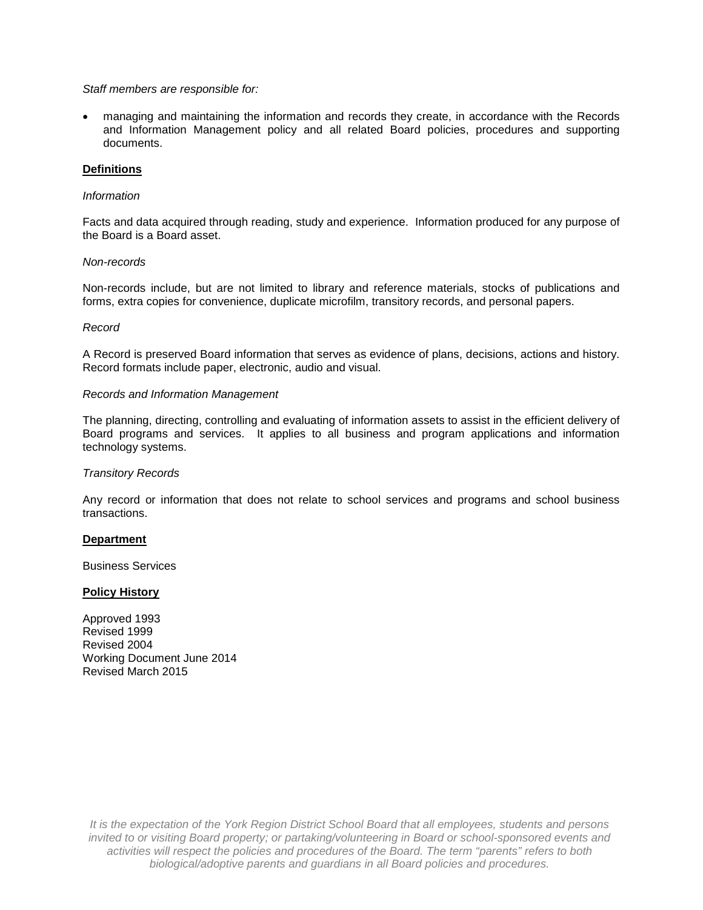*Staff members are responsible for:*

- managing and maintaining the information and records they create, in accordance with the Records and Information Management policy and all related Board policies, procedures and supporting documents.

**Definitions**

*Information*

Facts and data acquired through reading, study and experience. Information produced for any purpose of the Board is a Board asset.

*Non-records*

Non-records include, but are not limited to library and reference materials, stocks of publications and forms, extra copies for convenience, duplicate microfilm, transitory records, and personal papers.

*Record*

A Record is preserved Board information that serves as evidence of plans, decisions, actions and history. Record formats include paper, electronic, audio and visual.

*Records and Information Management*

The planning, directing, controlling and evaluating of information assets to assist in the efficient delivery of Board programs and services. It applies to all business and program applications and information technology systems.

*Transitory Records*

Any record or information that does not relate to school services and programs and school business transactions.

**Department**

Business Services

**Policy History**

Approved 1993
Revised 1999
Revised 2004
Working Document June 2014
Revised March 2015

*It is the expectation of the York Region District School Board that all employees, students and persons invited to or visiting Board property; or partaking/volunteering in Board or school-sponsored events and activities will respect the policies and procedures of the Board. The term "parents" refers to both biological/adoptive parents and guardians in all Board policies and procedures.*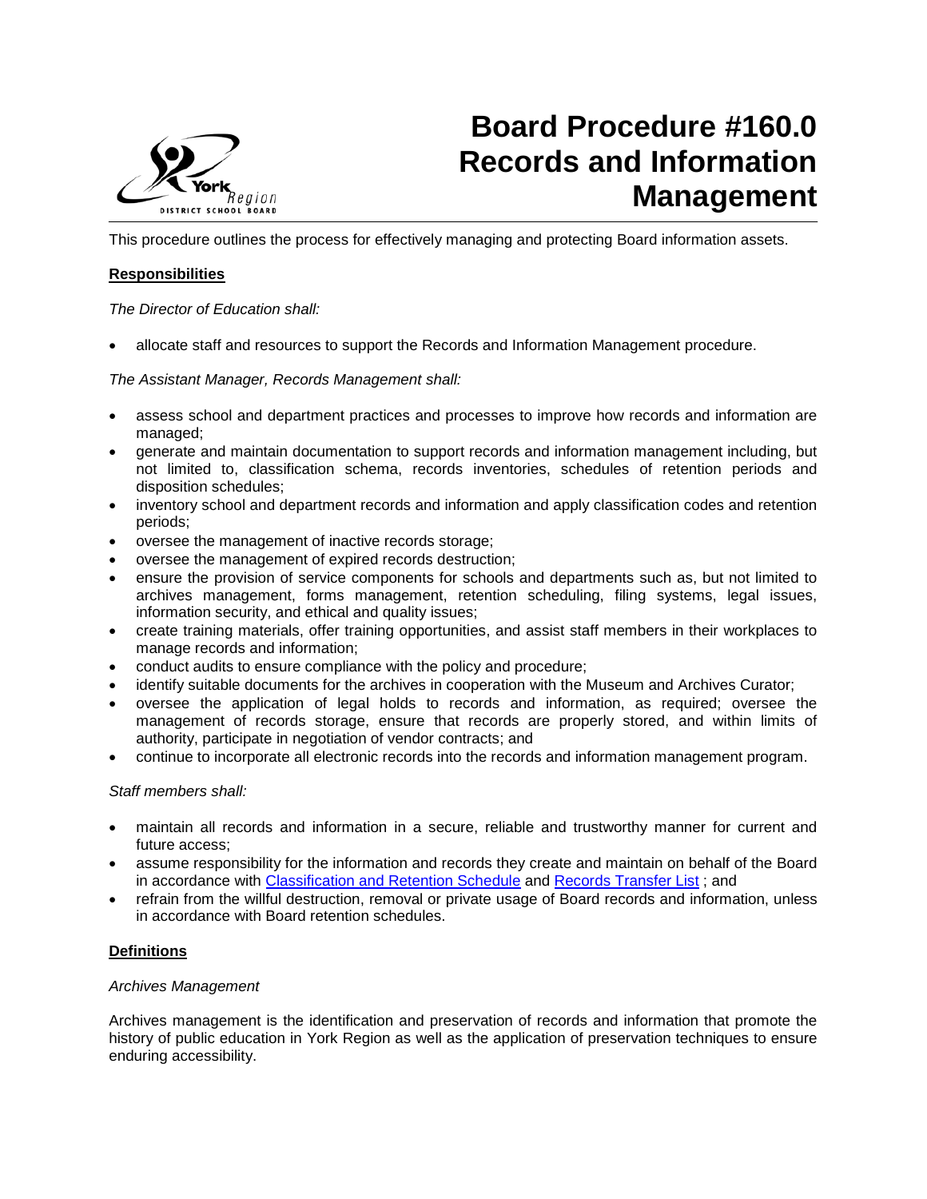# Board Procedure #160.0 Records and Information Management

This procedure outlines the process for effectively managing and protecting Board information assets.

## Responsibilities

*The Director of Education shall:*

- allocate staff and resources to support the Records and Information Management procedure.

*The Assistant Manager, Records Management shall:*

- assess school and department practices and processes to improve how records and information are managed;
- generate and maintain documentation to support records and information management including, but not limited to, classification schema, records inventories, schedules of retention periods and disposition schedules;
- inventory school and department records and information and apply classification codes and retention periods;
- oversee the management of inactive records storage;
- oversee the management of expired records destruction;
- ensure the provision of service components for schools and departments such as, but not limited to archives management, forms management, retention scheduling, filing systems, legal issues, information security, and ethical and quality issues;
- create training materials, offer training opportunities, and assist staff members in their workplaces to manage records and information;
- conduct audits to ensure compliance with the policy and procedure;
- identify suitable documents for the archives in cooperation with the Museum and Archives Curator;
- oversee the application of legal holds to records and information, as required; oversee the management of records storage, ensure that records are properly stored, and within limits of authority, participate in negotiation of vendor contracts; and
- continue to incorporate all electronic records into the records and information management program.

*Staff members shall:*

- maintain all records and information in a secure, reliable and trustworthy manner for current and future access;
- assume responsibility for the information and records they create and maintain on behalf of the Board in accordance with Classification and Retention Schedule and Records Transfer List ; and
- refrain from the willful destruction, removal or private usage of Board records and information, unless in accordance with Board retention schedules.

## Definitions

*Archives Management*

Archives management is the identification and preservation of records and information that promote the history of public education in York Region as well as the application of preservation techniques to ensure enduring accessibility.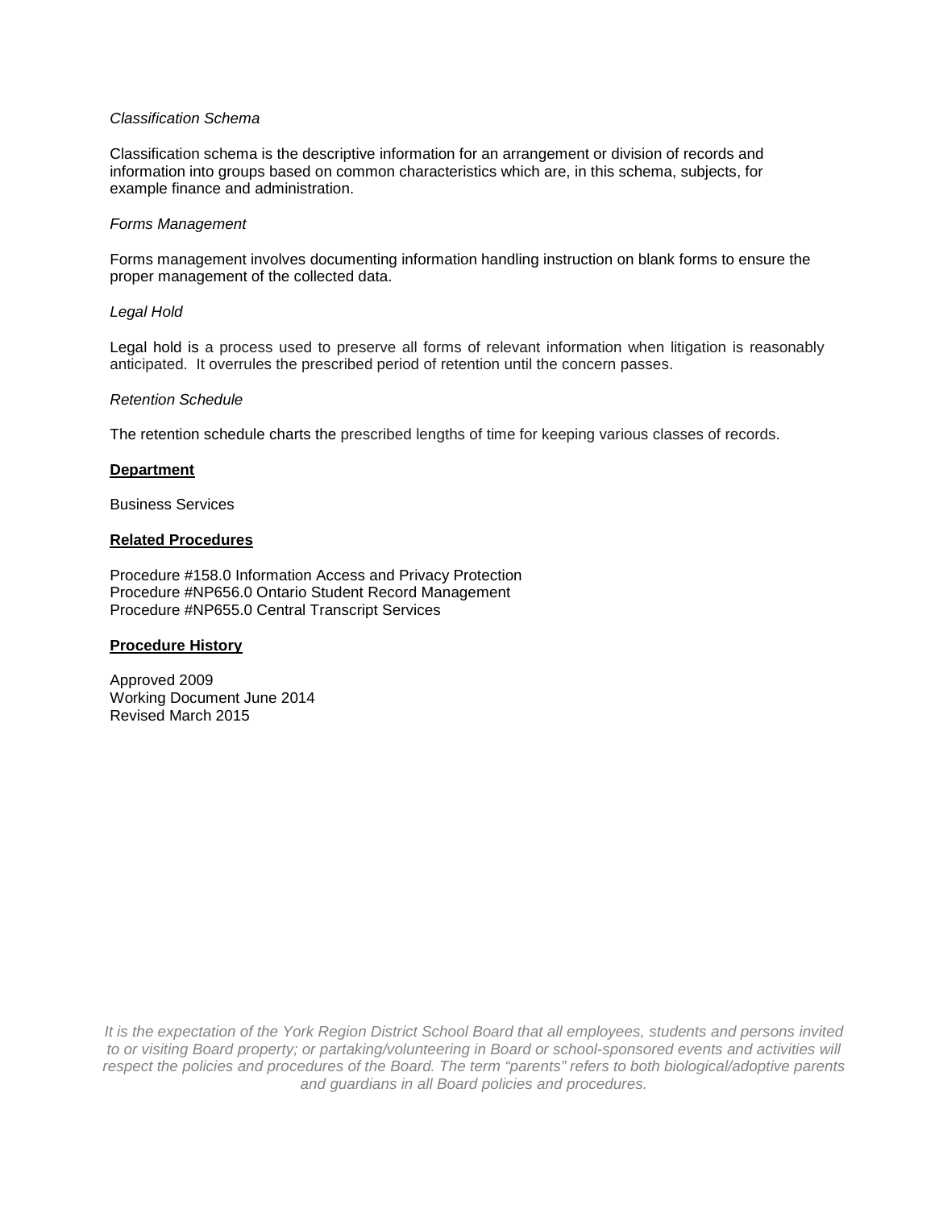*Classification Schema*

Classification schema is the descriptive information for an arrangement or division of records and information into groups based on common characteristics which are, in this schema, subjects, for example finance and administration.

*Forms Management*

Forms management involves documenting information handling instruction on blank forms to ensure the proper management of the collected data.

*Legal Hold*

Legal hold is a process used to preserve all forms of relevant information when litigation is reasonably anticipated. It overrules the prescribed period of retention until the concern passes.

*Retention Schedule*

The retention schedule charts the prescribed lengths of time for keeping various classes of records.

**Department**

Business Services

**Related Procedures**

Procedure #158.0 Information Access and Privacy Protection
Procedure #NP656.0 Ontario Student Record Management
Procedure #NP655.0 Central Transcript Services

**Procedure History**

Approved 2009
Working Document June 2014
Revised March 2015

*It is the expectation of the York Region District School Board that all employees, students and persons invited to or visiting Board property; or partaking/volunteering in Board or school-sponsored events and activities will respect the policies and procedures of the Board. The term "parents" refers to both biological/adoptive parents and guardians in all Board policies and procedures.*